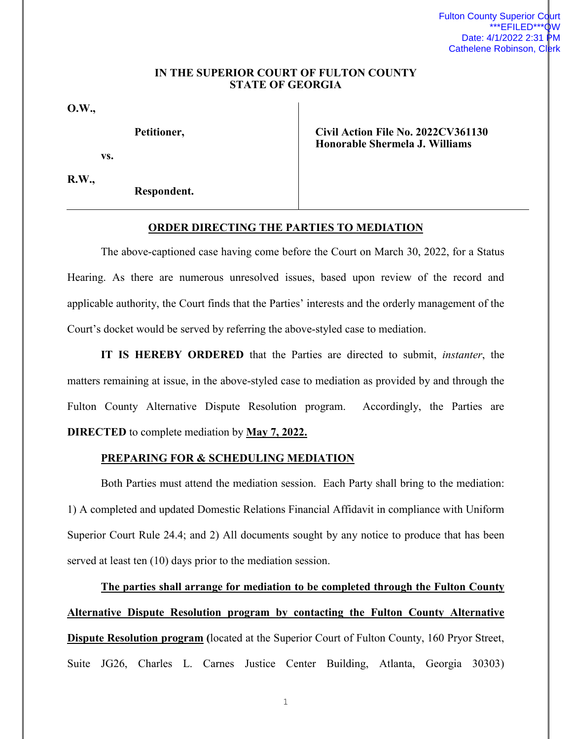Fulton County Superior Court
***EFILED***QW
Date: 4/1/2022 2:31 PM
Cathelene Robinson, Clerk

**IN THE SUPERIOR COURT OF FULTON COUNTY**
**STATE OF GEORGIA**

| | |
|---|---|
| **O.W.,**<br><br>**Petitioner,**<br><br>**vs.**<br><br>**R.W.,**<br>**Respondent.** | **Civil Action File No. 2022CV361130**<br>**Honorable Shermela J. Williams** |

## ORDER DIRECTING THE PARTIES TO MEDIATION

The above-captioned case having come before the Court on March 30, 2022, for a Status Hearing. As there are numerous unresolved issues, based upon review of the record and applicable authority, the Court finds that the Parties' interests and the orderly management of the Court's docket would be served by referring the above-styled case to mediation.

**IT IS HEREBY ORDERED** that the Parties are directed to submit, *instanter*, the matters remaining at issue, in the above-styled case to mediation as provided by and through the Fulton County Alternative Dispute Resolution program. Accordingly, the Parties are **DIRECTED** to complete mediation by **May 7, 2022.**

### PREPARING FOR & SCHEDULING MEDIATION

Both Parties must attend the mediation session. Each Party shall bring to the mediation: 1) A completed and updated Domestic Relations Financial Affidavit in compliance with Uniform Superior Court Rule 24.4; and 2) All documents sought by any notice to produce that has been served at least ten (10) days prior to the mediation session.

**The parties shall arrange for mediation to be completed through the Fulton County Alternative Dispute Resolution program by contacting the Fulton County Alternative Dispute Resolution program** (located at the Superior Court of Fulton County, 160 Pryor Street, Suite JG26, Charles L. Carnes Justice Center Building, Atlanta, Georgia 30303)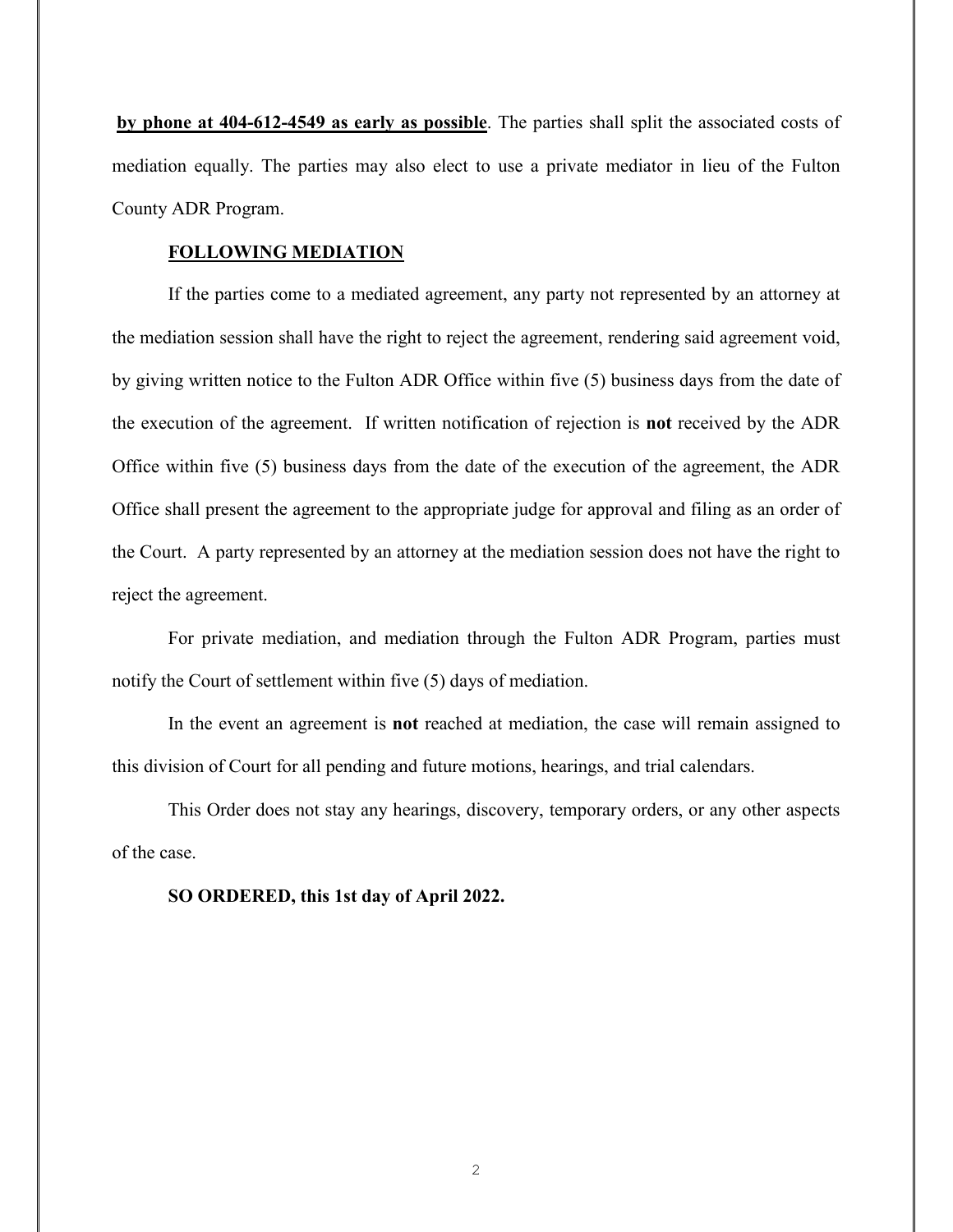**by phone at 404-612-4549 as early as possible**. The parties shall split the associated costs of mediation equally. The parties may also elect to use a private mediator in lieu of the Fulton County ADR Program.

**FOLLOWING MEDIATION**

If the parties come to a mediated agreement, any party not represented by an attorney at the mediation session shall have the right to reject the agreement, rendering said agreement void, by giving written notice to the Fulton ADR Office within five (5) business days from the date of the execution of the agreement. If written notification of rejection is **not** received by the ADR Office within five (5) business days from the date of the execution of the agreement, the ADR Office shall present the agreement to the appropriate judge for approval and filing as an order of the Court. A party represented by an attorney at the mediation session does not have the right to reject the agreement.

For private mediation, and mediation through the Fulton ADR Program, parties must notify the Court of settlement within five (5) days of mediation.

In the event an agreement is **not** reached at mediation, the case will remain assigned to this division of Court for all pending and future motions, hearings, and trial calendars.

This Order does not stay any hearings, discovery, temporary orders, or any other aspects of the case.

**SO ORDERED, this 1st day of April 2022.**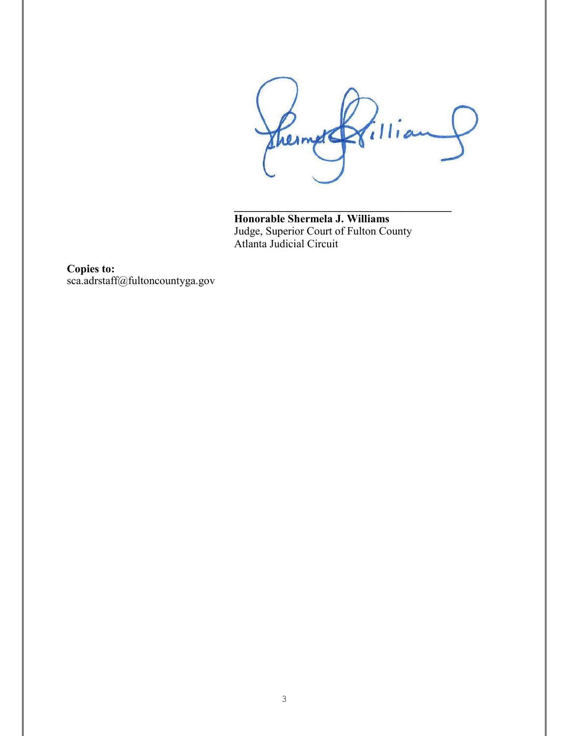**Honorable Shermela J. Williams**
Judge, Superior Court of Fulton County
Atlanta Judicial Circuit

**Copies to:**
sca.adrstaff@fultoncountyga.gov